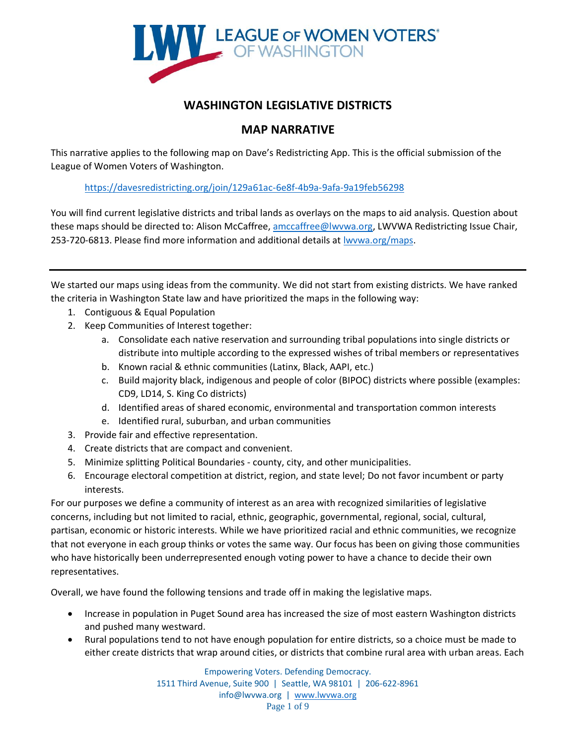LEAGUE OF WOMEN VOTERS® OF WASHINGTON

# WASHINGTON LEGISLATIVE DISTRICTS

## MAP NARRATIVE

This narrative applies to the following map on Dave's Redistricting App. This is the official submission of the League of Women Voters of Washington.

https://davesredistricting.org/join/129a61ac-6e8f-4b9a-9afa-9a19feb56298

You will find current legislative districts and tribal lands as overlays on the maps to aid analysis. Question about these maps should be directed to: Alison McCaffree, amccaffree@lwvwa.org, LWVWA Redistricting Issue Chair, 253-720-6813. Please find more information and additional details at lwvwa.org/maps.

---

We started our maps using ideas from the community. We did not start from existing districts. We have ranked the criteria in Washington State law and have prioritized the maps in the following way:

1. Contiguous & Equal Population
2. Keep Communities of Interest together:
   a. Consolidate each native reservation and surrounding tribal populations into single districts or distribute into multiple according to the expressed wishes of tribal members or representatives
   b. Known racial & ethnic communities (Latinx, Black, AAPI, etc.)
   c. Build majority black, indigenous and people of color (BIPOC) districts where possible (examples: CD9, LD14, S. King Co districts)
   d. Identified areas of shared economic, environmental and transportation common interests
   e. Identified rural, suburban, and urban communities
3. Provide fair and effective representation.
4. Create districts that are compact and convenient.
5. Minimize splitting Political Boundaries - county, city, and other municipalities.
6. Encourage electoral competition at district, region, and state level; Do not favor incumbent or party interests.

For our purposes we define a community of interest as an area with recognized similarities of legislative concerns, including but not limited to racial, ethnic, geographic, governmental, regional, social, cultural, partisan, economic or historic interests. While we have prioritized racial and ethnic communities, we recognize that not everyone in each group thinks or votes the same way. Our focus has been on giving those communities who have historically been underrepresented enough voting power to have a chance to decide their own representatives.

Overall, we have found the following tensions and trade off in making the legislative maps.

- Increase in population in Puget Sound area has increased the size of most eastern Washington districts and pushed many westward.
- Rural populations tend to not have enough population for entire districts, so a choice must be made to either create districts that wrap around cities, or districts that combine rural area with urban areas. Each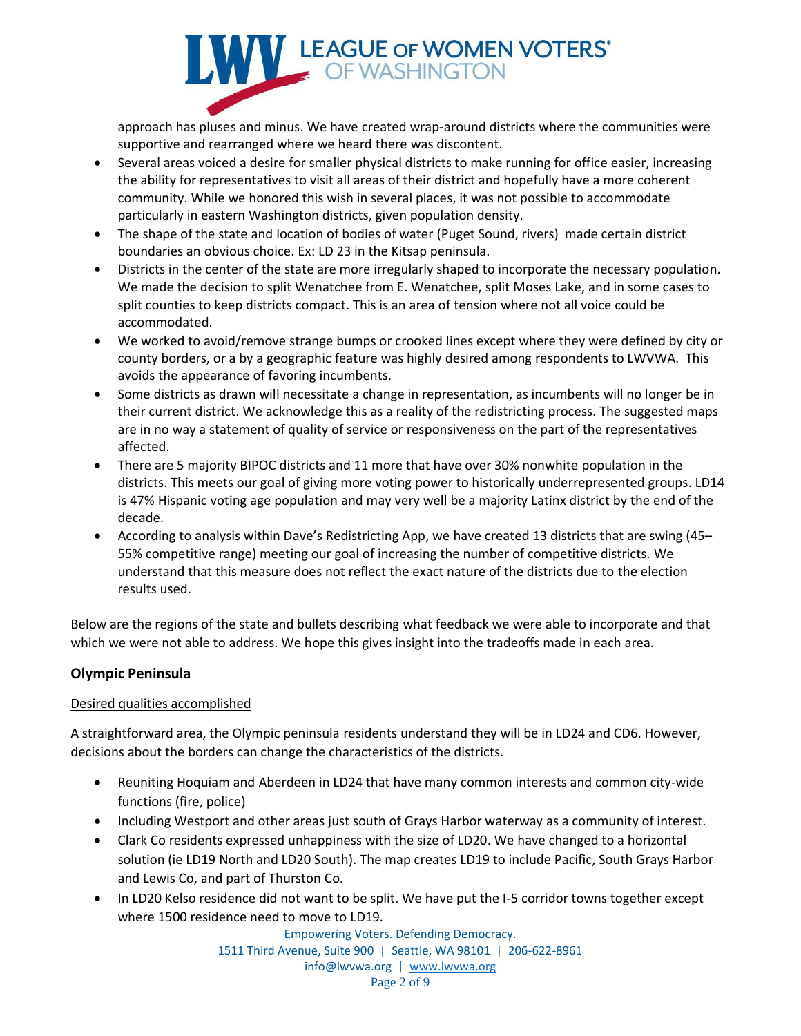approach has pluses and minus. We have created wrap-around districts where the communities were supportive and rearranged where we heard there was discontent.

- Several areas voiced a desire for smaller physical districts to make running for office easier, increasing the ability for representatives to visit all areas of their district and hopefully have a more coherent community. While we honored this wish in several places, it was not possible to accommodate particularly in eastern Washington districts, given population density.
- The shape of the state and location of bodies of water (Puget Sound, rivers) made certain district boundaries an obvious choice. Ex: LD 23 in the Kitsap peninsula.
- Districts in the center of the state are more irregularly shaped to incorporate the necessary population. We made the decision to split Wenatchee from E. Wenatchee, split Moses Lake, and in some cases to split counties to keep districts compact. This is an area of tension where not all voice could be accommodated.
- We worked to avoid/remove strange bumps or crooked lines except where they were defined by city or county borders, or a by a geographic feature was highly desired among respondents to LWVWA. This avoids the appearance of favoring incumbents.
- Some districts as drawn will necessitate a change in representation, as incumbents will no longer be in their current district. We acknowledge this as a reality of the redistricting process. The suggested maps are in no way a statement of quality of service or responsiveness on the part of the representatives affected.
- There are 5 majority BIPOC districts and 11 more that have over 30% nonwhite population in the districts. This meets our goal of giving more voting power to historically underrepresented groups. LD14 is 47% Hispanic voting age population and may very well be a majority Latinx district by the end of the decade.
- According to analysis within Dave's Redistricting App, we have created 13 districts that are swing (45–55% competitive range) meeting our goal of increasing the number of competitive districts. We understand that this measure does not reflect the exact nature of the districts due to the election results used.

Below are the regions of the state and bullets describing what feedback we were able to incorporate and that which we were not able to address. We hope this gives insight into the tradeoffs made in each area.

## Olympic Peninsula

Desired qualities accomplished

A straightforward area, the Olympic peninsula residents understand they will be in LD24 and CD6. However, decisions about the borders can change the characteristics of the districts.

- Reuniting Hoquiam and Aberdeen in LD24 that have many common interests and common city-wide functions (fire, police)
- Including Westport and other areas just south of Grays Harbor waterway as a community of interest.
- Clark Co residents expressed unhappiness with the size of LD20. We have changed to a horizontal solution (ie LD19 North and LD20 South). The map creates LD19 to include Pacific, South Grays Harbor and Lewis Co, and part of Thurston Co.
- In LD20 Kelso residence did not want to be split. We have put the I-5 corridor towns together except where 1500 residence need to move to LD19.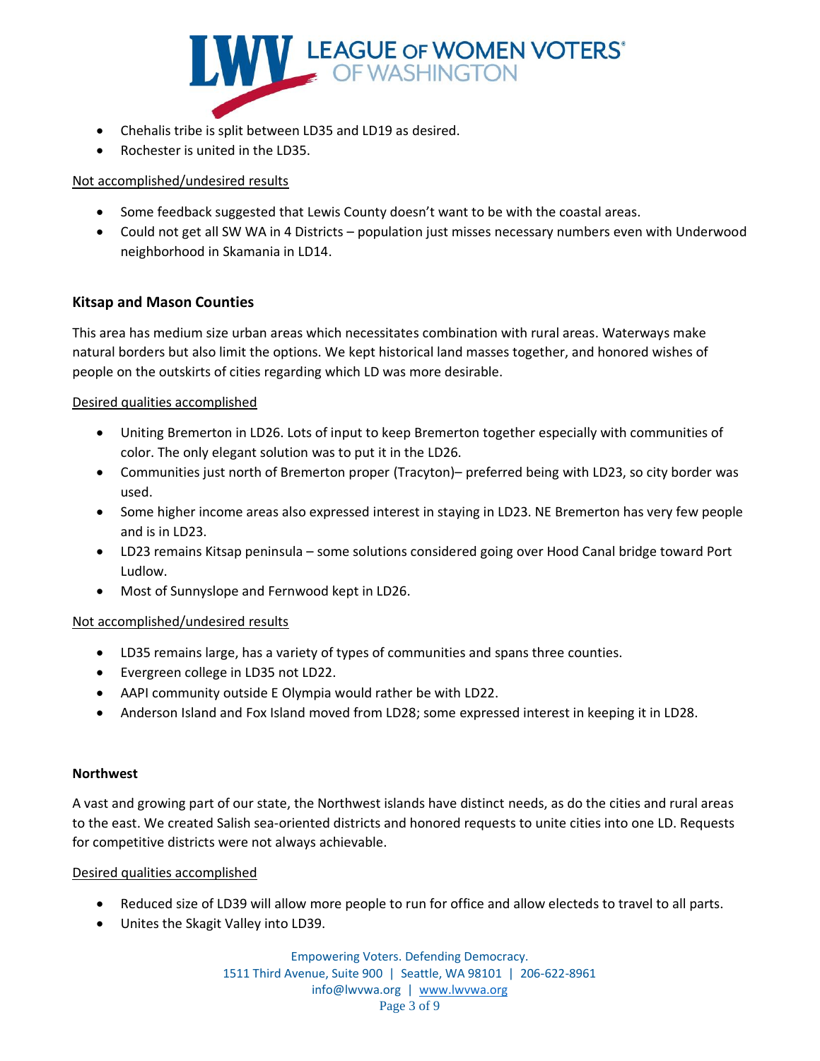- Chehalis tribe is split between LD35 and LD19 as desired.
- Rochester is united in the LD35.

Not accomplished/undesired results

- Some feedback suggested that Lewis County doesn't want to be with the coastal areas.
- Could not get all SW WA in 4 Districts – population just misses necessary numbers even with Underwood neighborhood in Skamania in LD14.

### Kitsap and Mason Counties

This area has medium size urban areas which necessitates combination with rural areas. Waterways make natural borders but also limit the options. We kept historical land masses together, and honored wishes of people on the outskirts of cities regarding which LD was more desirable.

Desired qualities accomplished

- Uniting Bremerton in LD26. Lots of input to keep Bremerton together especially with communities of color. The only elegant solution was to put it in the LD26.
- Communities just north of Bremerton proper (Tracyton)– preferred being with LD23, so city border was used.
- Some higher income areas also expressed interest in staying in LD23. NE Bremerton has very few people and is in LD23.
- LD23 remains Kitsap peninsula – some solutions considered going over Hood Canal bridge toward Port Ludlow.
- Most of Sunnyslope and Fernwood kept in LD26.

Not accomplished/undesired results

- LD35 remains large, has a variety of types of communities and spans three counties.
- Evergreen college in LD35 not LD22.
- AAPI community outside E Olympia would rather be with LD22.
- Anderson Island and Fox Island moved from LD28; some expressed interest in keeping it in LD28.

### Northwest

A vast and growing part of our state, the Northwest islands have distinct needs, as do the cities and rural areas to the east. We created Salish sea-oriented districts and honored requests to unite cities into one LD. Requests for competitive districts were not always achievable.

Desired qualities accomplished

- Reduced size of LD39 will allow more people to run for office and allow electeds to travel to all parts.
- Unites the Skagit Valley into LD39.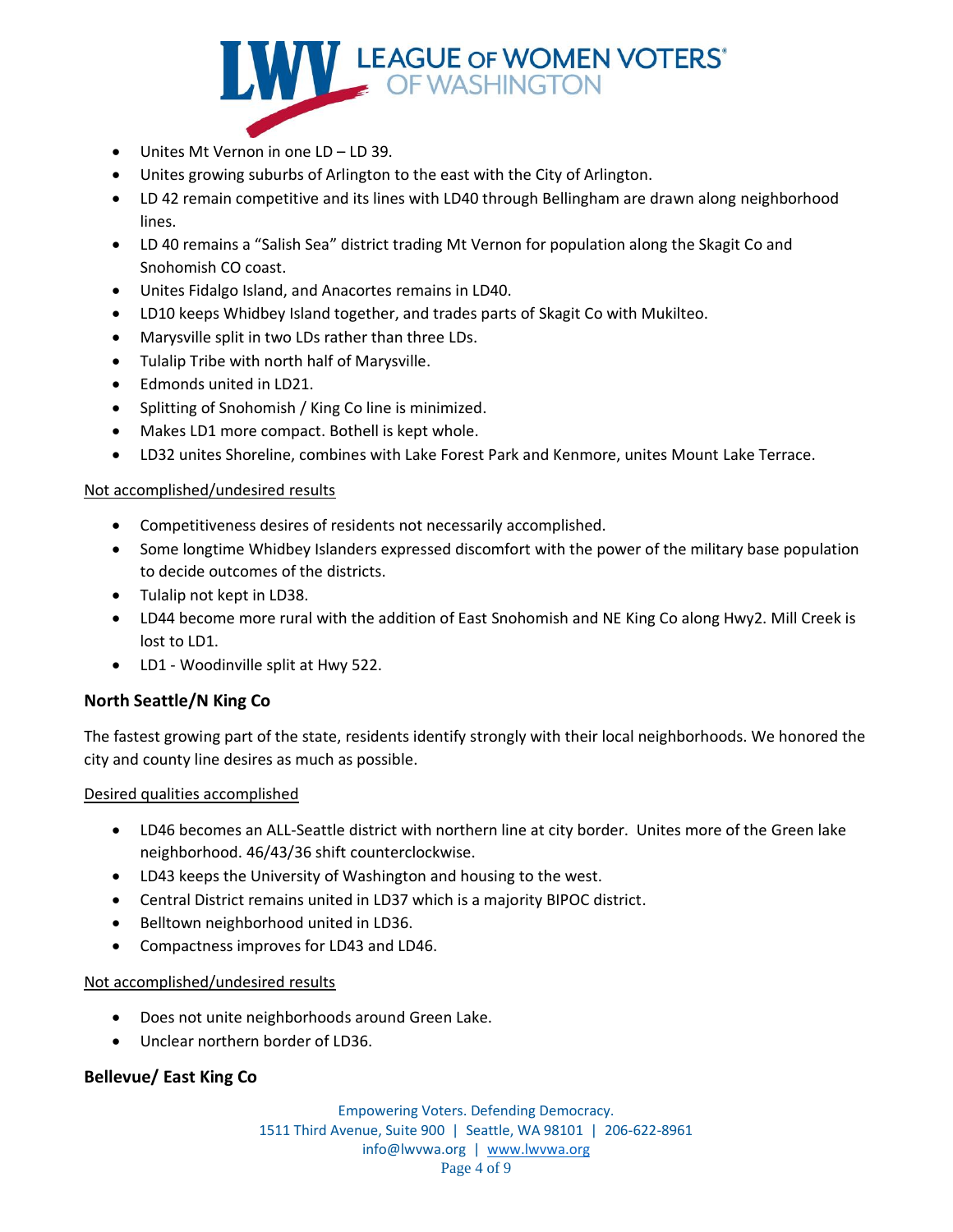- Unites Mt Vernon in one LD – LD 39.
- Unites growing suburbs of Arlington to the east with the City of Arlington.
- LD 42 remain competitive and its lines with LD40 through Bellingham are drawn along neighborhood lines.
- LD 40 remains a "Salish Sea" district trading Mt Vernon for population along the Skagit Co and Snohomish CO coast.
- Unites Fidalgo Island, and Anacortes remains in LD40.
- LD10 keeps Whidbey Island together, and trades parts of Skagit Co with Mukilteo.
- Marysville split in two LDs rather than three LDs.
- Tulalip Tribe with north half of Marysville.
- Edmonds united in LD21.
- Splitting of Snohomish / King Co line is minimized.
- Makes LD1 more compact. Bothell is kept whole.
- LD32 unites Shoreline, combines with Lake Forest Park and Kenmore, unites Mount Lake Terrace.

Not accomplished/undesired results

- Competitiveness desires of residents not necessarily accomplished.
- Some longtime Whidbey Islanders expressed discomfort with the power of the military base population to decide outcomes of the districts.
- Tulalip not kept in LD38.
- LD44 become more rural with the addition of East Snohomish and NE King Co along Hwy2. Mill Creek is lost to LD1.
- LD1 - Woodinville split at Hwy 522.

### North Seattle/N King Co

The fastest growing part of the state, residents identify strongly with their local neighborhoods. We honored the city and county line desires as much as possible.

Desired qualities accomplished

- LD46 becomes an ALL-Seattle district with northern line at city border. Unites more of the Green lake neighborhood. 46/43/36 shift counterclockwise.
- LD43 keeps the University of Washington and housing to the west.
- Central District remains united in LD37 which is a majority BIPOC district.
- Belltown neighborhood united in LD36.
- Compactness improves for LD43 and LD46.

Not accomplished/undesired results

- Does not unite neighborhoods around Green Lake.
- Unclear northern border of LD36.

### Bellevue/ East King Co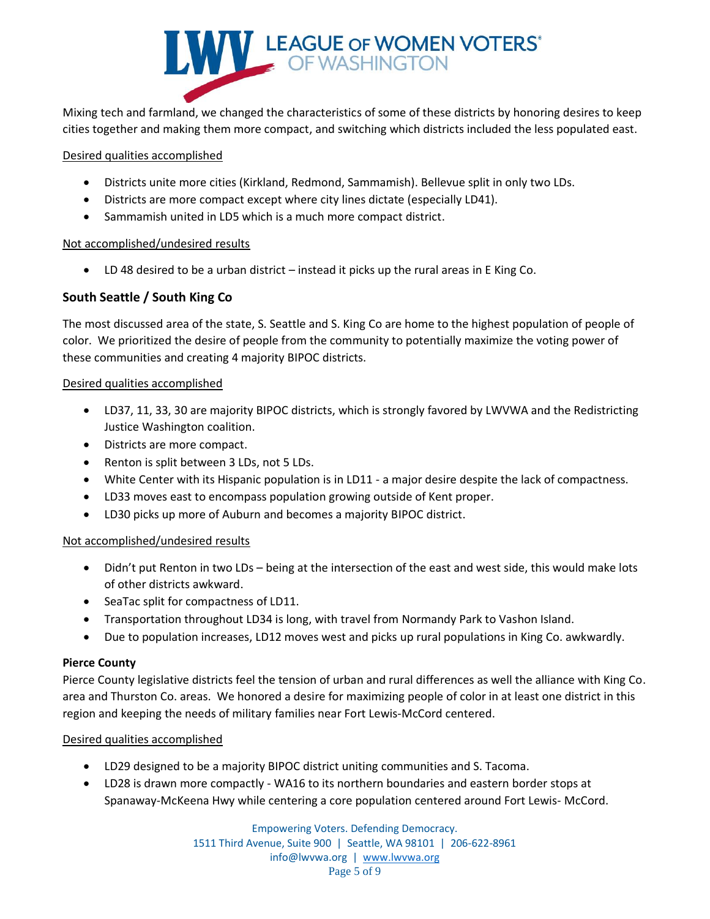Mixing tech and farmland, we changed the characteristics of some of these districts by honoring desires to keep cities together and making them more compact, and switching which districts included the less populated east.

Desired qualities accomplished

- Districts unite more cities (Kirkland, Redmond, Sammamish). Bellevue split in only two LDs.
- Districts are more compact except where city lines dictate (especially LD41).
- Sammamish united in LD5 which is a much more compact district.

Not accomplished/undesired results

- LD 48 desired to be a urban district – instead it picks up the rural areas in E King Co.

### South Seattle / South King Co

The most discussed area of the state, S. Seattle and S. King Co are home to the highest population of people of color. We prioritized the desire of people from the community to potentially maximize the voting power of these communities and creating 4 majority BIPOC districts.

Desired qualities accomplished

- LD37, 11, 33, 30 are majority BIPOC districts, which is strongly favored by LWVWA and the Redistricting Justice Washington coalition.
- Districts are more compact.
- Renton is split between 3 LDs, not 5 LDs.
- White Center with its Hispanic population is in LD11 - a major desire despite the lack of compactness.
- LD33 moves east to encompass population growing outside of Kent proper.
- LD30 picks up more of Auburn and becomes a majority BIPOC district.

Not accomplished/undesired results

- Didn't put Renton in two LDs – being at the intersection of the east and west side, this would make lots of other districts awkward.
- SeaTac split for compactness of LD11.
- Transportation throughout LD34 is long, with travel from Normandy Park to Vashon Island.
- Due to population increases, LD12 moves west and picks up rural populations in King Co. awkwardly.

**Pierce County**

Pierce County legislative districts feel the tension of urban and rural differences as well the alliance with King Co. area and Thurston Co. areas. We honored a desire for maximizing people of color in at least one district in this region and keeping the needs of military families near Fort Lewis-McCord centered.

Desired qualities accomplished

- LD29 designed to be a majority BIPOC district uniting communities and S. Tacoma.
- LD28 is drawn more compactly - WA16 to its northern boundaries and eastern border stops at Spanaway-McKeena Hwy while centering a core population centered around Fort Lewis- McCord.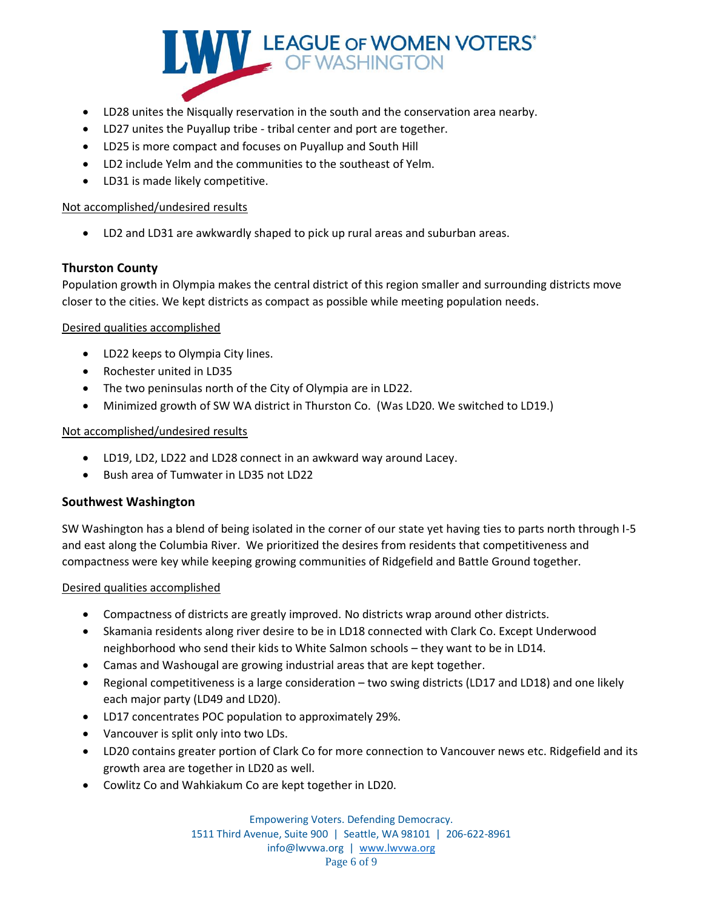- LD28 unites the Nisqually reservation in the south and the conservation area nearby.
- LD27 unites the Puyallup tribe - tribal center and port are together.
- LD25 is more compact and focuses on Puyallup and South Hill
- LD2 include Yelm and the communities to the southeast of Yelm.
- LD31 is made likely competitive.

Not accomplished/undesired results

- LD2 and LD31 are awkwardly shaped to pick up rural areas and suburban areas.

### Thurston County

Population growth in Olympia makes the central district of this region smaller and surrounding districts move closer to the cities. We kept districts as compact as possible while meeting population needs.

Desired qualities accomplished

- LD22 keeps to Olympia City lines.
- Rochester united in LD35
- The two peninsulas north of the City of Olympia are in LD22.
- Minimized growth of SW WA district in Thurston Co. (Was LD20. We switched to LD19.)

Not accomplished/undesired results

- LD19, LD2, LD22 and LD28 connect in an awkward way around Lacey.
- Bush area of Tumwater in LD35 not LD22

### Southwest Washington

SW Washington has a blend of being isolated in the corner of our state yet having ties to parts north through I-5 and east along the Columbia River. We prioritized the desires from residents that competitiveness and compactness were key while keeping growing communities of Ridgefield and Battle Ground together.

Desired qualities accomplished

- Compactness of districts are greatly improved. No districts wrap around other districts.
- Skamania residents along river desire to be in LD18 connected with Clark Co. Except Underwood neighborhood who send their kids to White Salmon schools – they want to be in LD14.
- Camas and Washougal are growing industrial areas that are kept together.
- Regional competitiveness is a large consideration – two swing districts (LD17 and LD18) and one likely each major party (LD49 and LD20).
- LD17 concentrates POC population to approximately 29%.
- Vancouver is split only into two LDs.
- LD20 contains greater portion of Clark Co for more connection to Vancouver news etc. Ridgefield and its growth area are together in LD20 as well.
- Cowlitz Co and Wahkiakum Co are kept together in LD20.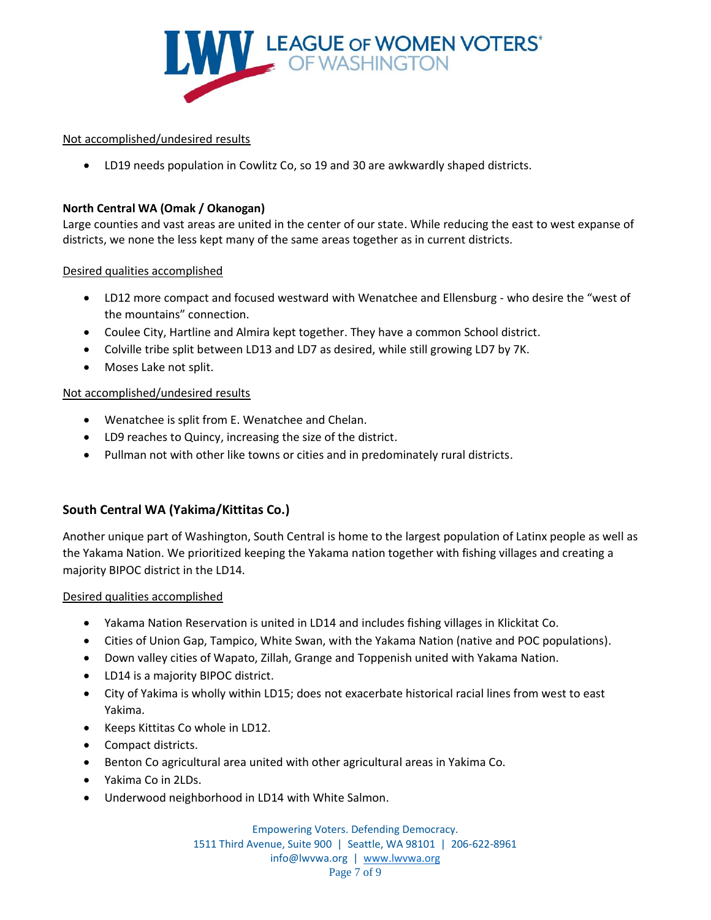Not accomplished/undesired results

- LD19 needs population in Cowlitz Co, so 19 and 30 are awkwardly shaped districts.

**North Central WA (Omak / Okanogan)**

Large counties and vast areas are united in the center of our state. While reducing the east to west expanse of districts, we none the less kept many of the same areas together as in current districts.

Desired qualities accomplished

- LD12 more compact and focused westward with Wenatchee and Ellensburg - who desire the "west of the mountains" connection.
- Coulee City, Hartline and Almira kept together. They have a common School district.
- Colville tribe split between LD13 and LD7 as desired, while still growing LD7 by 7K.
- Moses Lake not split.

Not accomplished/undesired results

- Wenatchee is split from E. Wenatchee and Chelan.
- LD9 reaches to Quincy, increasing the size of the district.
- Pullman not with other like towns or cities and in predominately rural districts.

## South Central WA (Yakima/Kittitas Co.)

Another unique part of Washington, South Central is home to the largest population of Latinx people as well as the Yakama Nation. We prioritized keeping the Yakama nation together with fishing villages and creating a majority BIPOC district in the LD14.

Desired qualities accomplished

- Yakama Nation Reservation is united in LD14 and includes fishing villages in Klickitat Co.
- Cities of Union Gap, Tampico, White Swan, with the Yakama Nation (native and POC populations).
- Down valley cities of Wapato, Zillah, Grange and Toppenish united with Yakama Nation.
- LD14 is a majority BIPOC district.
- City of Yakima is wholly within LD15; does not exacerbate historical racial lines from west to east Yakima.
- Keeps Kittitas Co whole in LD12.
- Compact districts.
- Benton Co agricultural area united with other agricultural areas in Yakima Co.
- Yakima Co in 2LDs.
- Underwood neighborhood in LD14 with White Salmon.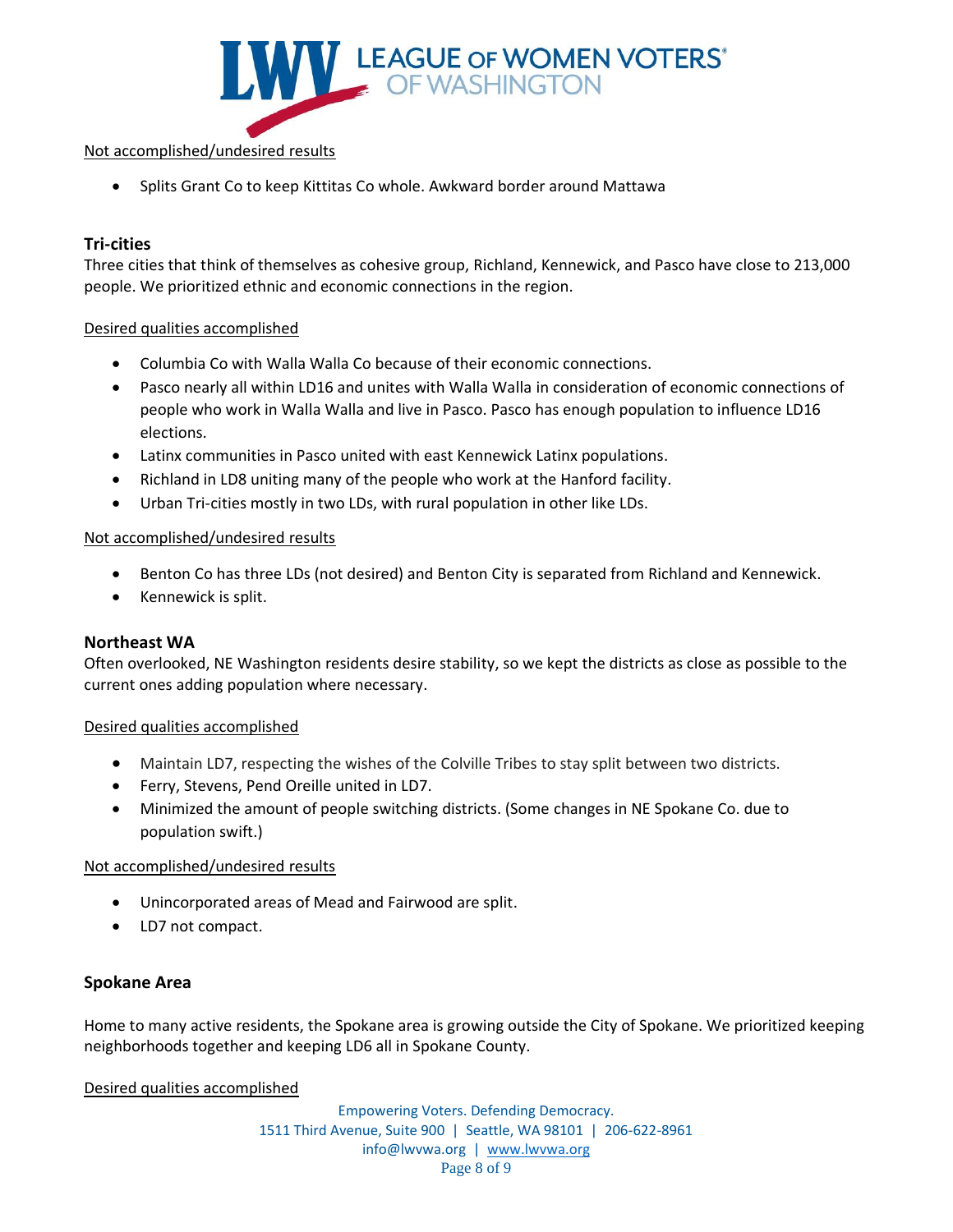Not accomplished/undesired results

- Splits Grant Co to keep Kittitas Co whole. Awkward border around Mattawa

### Tri-cities

Three cities that think of themselves as cohesive group, Richland, Kennewick, and Pasco have close to 213,000 people. We prioritized ethnic and economic connections in the region.

Desired qualities accomplished

- Columbia Co with Walla Walla Co because of their economic connections.
- Pasco nearly all within LD16 and unites with Walla Walla in consideration of economic connections of people who work in Walla Walla and live in Pasco. Pasco has enough population to influence LD16 elections.
- Latinx communities in Pasco united with east Kennewick Latinx populations.
- Richland in LD8 uniting many of the people who work at the Hanford facility.
- Urban Tri-cities mostly in two LDs, with rural population in other like LDs.

Not accomplished/undesired results

- Benton Co has three LDs (not desired) and Benton City is separated from Richland and Kennewick.
- Kennewick is split.

### Northeast WA

Often overlooked, NE Washington residents desire stability, so we kept the districts as close as possible to the current ones adding population where necessary.

Desired qualities accomplished

- Maintain LD7, respecting the wishes of the Colville Tribes to stay split between two districts.
- Ferry, Stevens, Pend Oreille united in LD7.
- Minimized the amount of people switching districts. (Some changes in NE Spokane Co. due to population swift.)

Not accomplished/undesired results

- Unincorporated areas of Mead and Fairwood are split.
- LD7 not compact.

### Spokane Area

Home to many active residents, the Spokane area is growing outside the City of Spokane. We prioritized keeping neighborhoods together and keeping LD6 all in Spokane County.

Desired qualities accomplished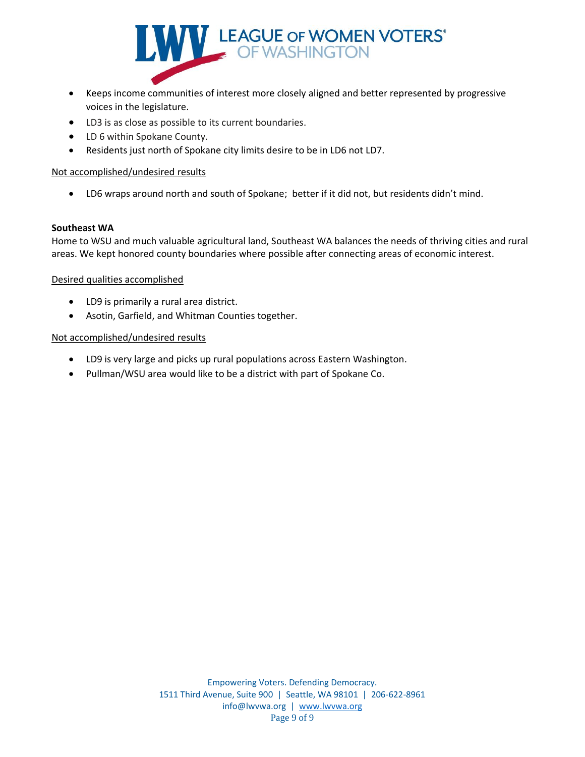- Keeps income communities of interest more closely aligned and better represented by progressive voices in the legislature.
- LD3 is as close as possible to its current boundaries.
- LD 6 within Spokane County.
- Residents just north of Spokane city limits desire to be in LD6 not LD7.

Not accomplished/undesired results

- LD6 wraps around north and south of Spokane;  better if it did not, but residents didn't mind.

**Southeast WA**

Home to WSU and much valuable agricultural land, Southeast WA balances the needs of thriving cities and rural areas. We kept honored county boundaries where possible after connecting areas of economic interest.

Desired qualities accomplished

- LD9 is primarily a rural area district.
- Asotin, Garfield, and Whitman Counties together.

Not accomplished/undesired results

- LD9 is very large and picks up rural populations across Eastern Washington.
- Pullman/WSU area would like to be a district with part of Spokane Co.